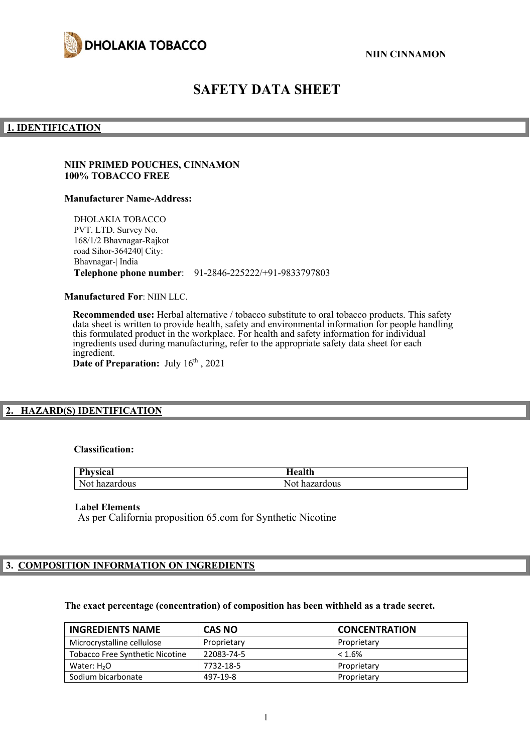DHOLAKIA TOBACCO

NIIN CINNAMON

# SAFETY DATA SHEET

## 1. IDENTIFICATION

**NIIN PRIMED POUCHES, CINNAMON**
**100% TOBACCO FREE**

**Manufacturer Name-Address:**

DHOLAKIA TOBACCO
PVT. LTD. Survey No.
168/1/2 Bhavnagar-Rajkot
road Sihor-364240| City:
Bhavnagar-| India
**Telephone phone number**: 91-2846-225222/+91-9833797803

**Manufactured For**: NIIN LLC.

**Recommended use:** Herbal alternative / tobacco substitute to oral tobacco products. This safety data sheet is written to provide health, safety and environmental information for people handling this formulated product in the workplace. For health and safety information for individual ingredients used during manufacturing, refer to the appropriate safety data sheet for each ingredient.
**Date of Preparation:** July 16th , 2021

## 2. HAZARD(S) IDENTIFICATION

**Classification:**

| Physical | Health |
|---|---|
| Not hazardous | Not hazardous |

**Label Elements**
As per California proposition 65.com for Synthetic Nicotine

## 3. COMPOSITION INFORMATION ON INGREDIENTS

**The exact percentage (concentration) of composition has been withheld as a trade secret.**

| INGREDIENTS NAME | CAS NO | CONCENTRATION |
|---|---|---|
| Microcrystalline cellulose | Proprietary | Proprietary |
| Tobacco Free Synthetic Nicotine | 22083-74-5 | < 1.6% |
| Water: $H_2O$ | 7732-18-5 | Proprietary |
| Sodium bicarbonate | 497-19-8 | Proprietary |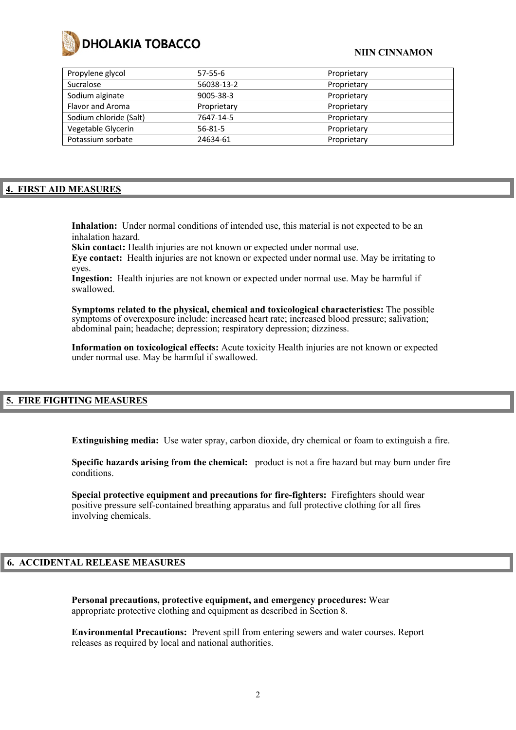| Propylene glycol | 57-55-6 | Proprietary |
|---|---|---|
| Sucralose | 56038-13-2 | Proprietary |
| Sodium alginate | 9005-38-3 | Proprietary |
| Flavor and Aroma | Proprietary | Proprietary |
| Sodium chloride (Salt) | 7647-14-5 | Proprietary |
| Vegetable Glycerin | 56-81-5 | Proprietary |
| Potassium sorbate | 24634-61 | Proprietary |

## 4. FIRST AID MEASURES

**Inhalation:** Under normal conditions of intended use, this material is not expected to be an inhalation hazard.
**Skin contact:** Health injuries are not known or expected under normal use.
**Eye contact:** Health injuries are not known or expected under normal use. May be irritating to eyes.
**Ingestion:** Health injuries are not known or expected under normal use. May be harmful if swallowed.

**Symptoms related to the physical, chemical and toxicological characteristics:** The possible symptoms of overexposure include: increased heart rate; increased blood pressure; salivation; abdominal pain; headache; depression; respiratory depression; dizziness.

**Information on toxicological effects:** Acute toxicity Health injuries are not known or expected under normal use. May be harmful if swallowed.

## 5. FIRE FIGHTING MEASURES

**Extinguishing media:** Use water spray, carbon dioxide, dry chemical or foam to extinguish a fire.

**Specific hazards arising from the chemical:** product is not a fire hazard but may burn under fire conditions.

**Special protective equipment and precautions for fire-fighters:** Firefighters should wear positive pressure self-contained breathing apparatus and full protective clothing for all fires involving chemicals.

## 6. ACCIDENTAL RELEASE MEASURES

**Personal precautions, protective equipment, and emergency procedures:** Wear appropriate protective clothing and equipment as described in Section 8.

**Environmental Precautions:** Prevent spill from entering sewers and water courses. Report releases as required by local and national authorities.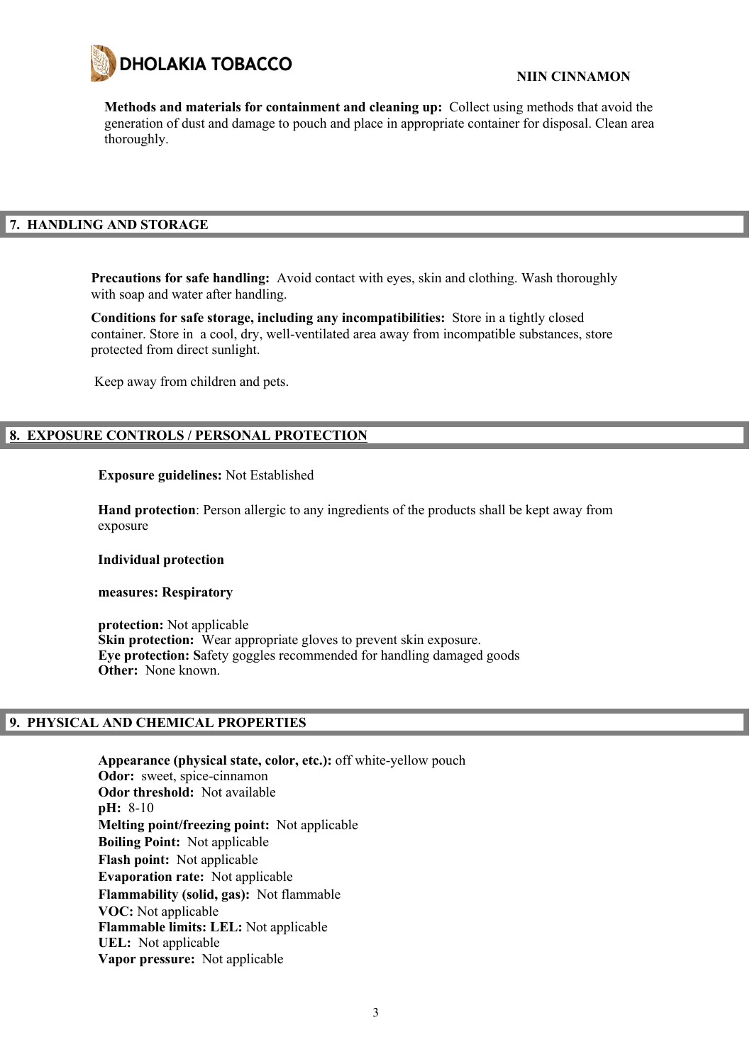**Methods and materials for containment and cleaning up:** Collect using methods that avoid the generation of dust and damage to pouch and place in appropriate container for disposal. Clean area thoroughly.

## 7. HANDLING AND STORAGE

**Precautions for safe handling:** Avoid contact with eyes, skin and clothing. Wash thoroughly with soap and water after handling.

**Conditions for safe storage, including any incompatibilities:** Store in a tightly closed container. Store in a cool, dry, well-ventilated area away from incompatible substances, store protected from direct sunlight.

Keep away from children and pets.

## 8. EXPOSURE CONTROLS / PERSONAL PROTECTION

**Exposure guidelines:** Not Established

**Hand protection**: Person allergic to any ingredients of the products shall be kept away from exposure

**Individual protection**

**measures: Respiratory**

**protection:** Not applicable
**Skin protection:** Wear appropriate gloves to prevent skin exposure.
**Eye protection: S**afety goggles recommended for handling damaged goods
**Other:** None known.

## 9. PHYSICAL AND CHEMICAL PROPERTIES

**Appearance (physical state, color, etc.):** off white-yellow pouch
**Odor:** sweet, spice-cinnamon
**Odor threshold:** Not available
**pH:** 8-10
**Melting point/freezing point:** Not applicable
**Boiling Point:** Not applicable
**Flash point:** Not applicable
**Evaporation rate:** Not applicable
**Flammability (solid, gas):** Not flammable
**VOC:** Not applicable
**Flammable limits: LEL:** Not applicable
**UEL:** Not applicable
**Vapor pressure:** Not applicable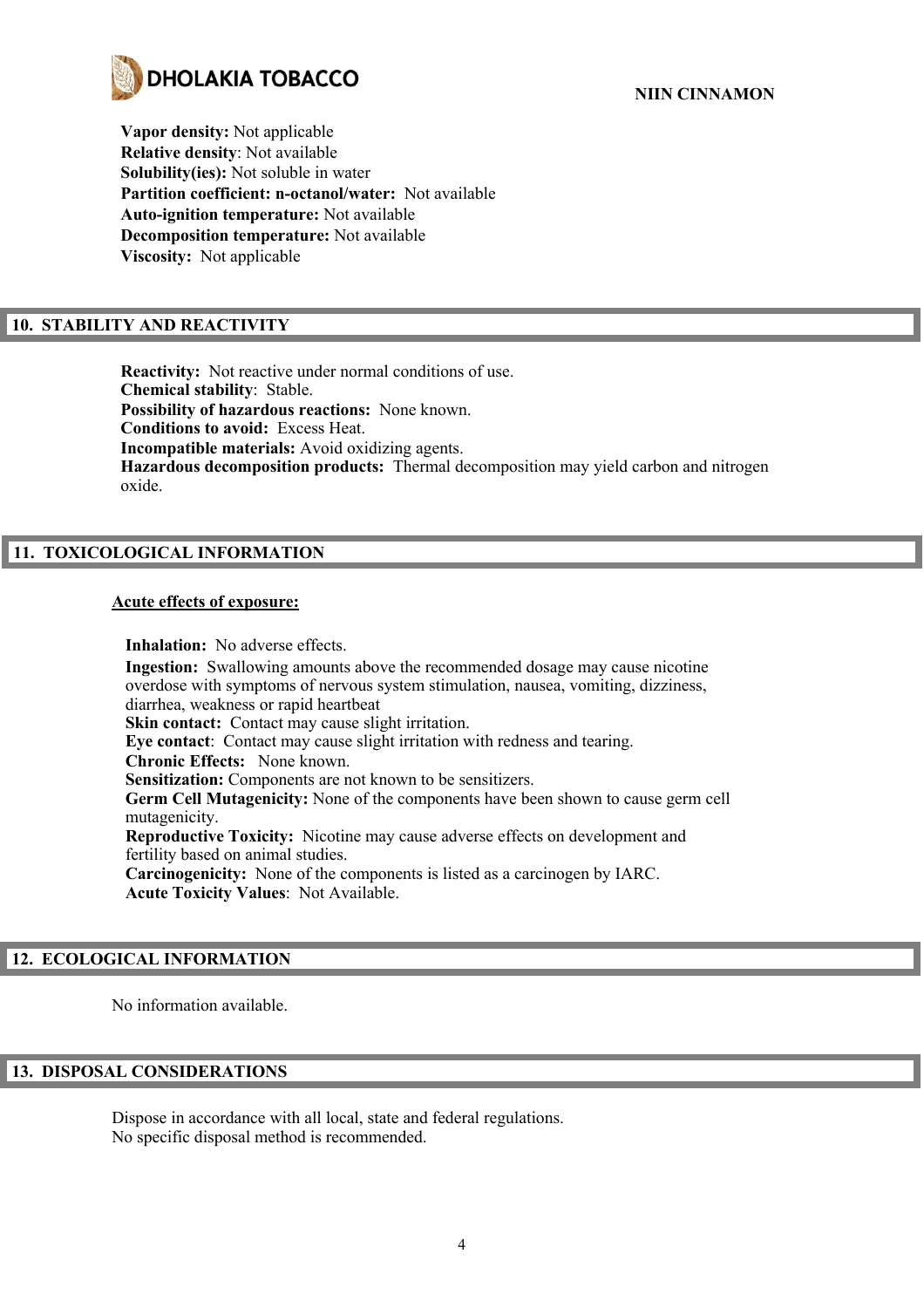**Vapor density:** Not applicable
**Relative density**: Not available
**Solubility(ies):** Not soluble in water
**Partition coefficient: n-octanol/water:** Not available
**Auto-ignition temperature:** Not available
**Decomposition temperature:** Not available
**Viscosity:** Not applicable

## 10. STABILITY AND REACTIVITY

**Reactivity:** Not reactive under normal conditions of use.
**Chemical stability**: Stable.
**Possibility of hazardous reactions:** None known.
**Conditions to avoid:** Excess Heat.
**Incompatible materials:** Avoid oxidizing agents.
**Hazardous decomposition products:** Thermal decomposition may yield carbon and nitrogen oxide.

## 11. TOXICOLOGICAL INFORMATION

**Acute effects of exposure:**

**Inhalation:** No adverse effects.
**Ingestion:** Swallowing amounts above the recommended dosage may cause nicotine overdose with symptoms of nervous system stimulation, nausea, vomiting, dizziness, diarrhea, weakness or rapid heartbeat
**Skin contact:** Contact may cause slight irritation.
**Eye contact**: Contact may cause slight irritation with redness and tearing.
**Chronic Effects:** None known.
**Sensitization:** Components are not known to be sensitizers.
**Germ Cell Mutagenicity:** None of the components have been shown to cause germ cell mutagenicity.
**Reproductive Toxicity:** Nicotine may cause adverse effects on development and fertility based on animal studies.
**Carcinogenicity:** None of the components is listed as a carcinogen by IARC.
**Acute Toxicity Values**: Not Available.

## 12. ECOLOGICAL INFORMATION

No information available.

## 13. DISPOSAL CONSIDERATIONS

Dispose in accordance with all local, state and federal regulations.
No specific disposal method is recommended.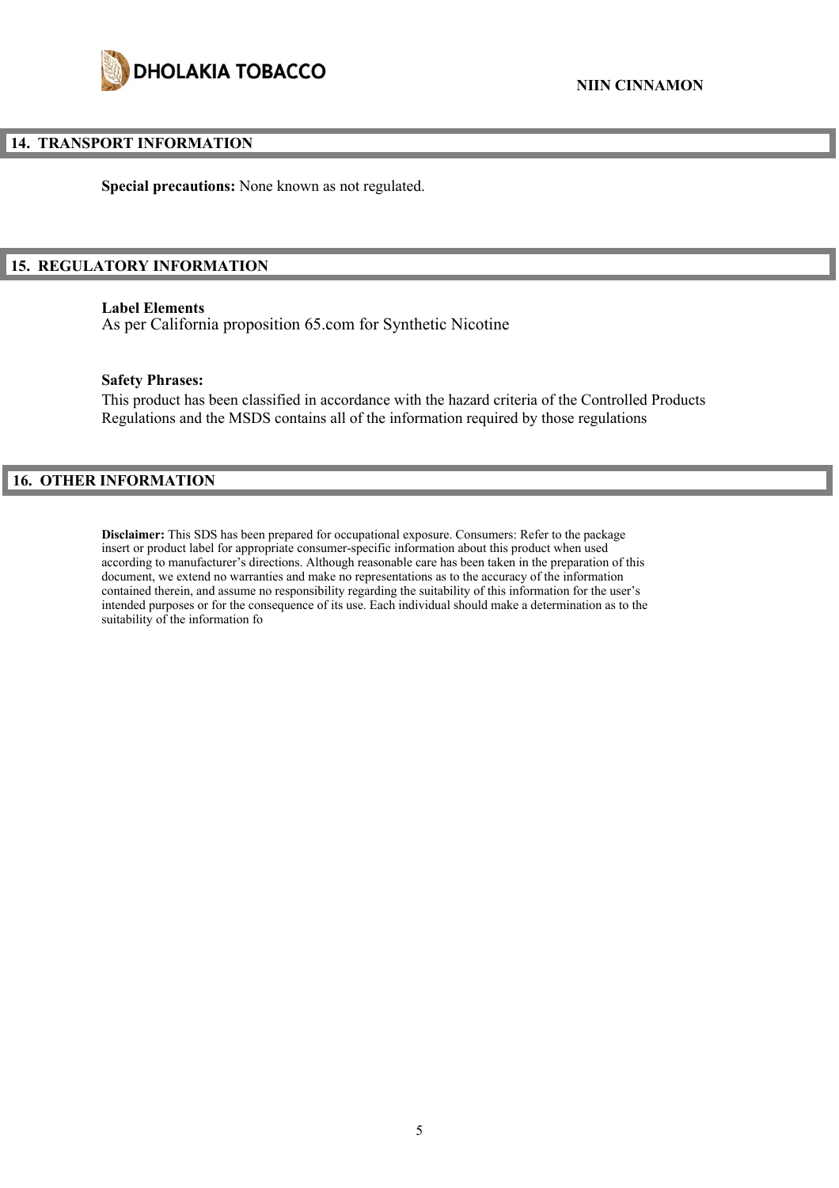## 14. TRANSPORT INFORMATION

**Special precautions:** None known as not regulated.

## 15. REGULATORY INFORMATION

**Label Elements**
As per California proposition 65.com for Synthetic Nicotine

**Safety Phrases:**
This product has been classified in accordance with the hazard criteria of the Controlled Products Regulations and the MSDS contains all of the information required by those regulations

## 16. OTHER INFORMATION

**Disclaimer:** This SDS has been prepared for occupational exposure. Consumers: Refer to the package insert or product label for appropriate consumer-specific information about this product when used according to manufacturer's directions. Although reasonable care has been taken in the preparation of this document, we extend no warranties and make no representations as to the accuracy of the information contained therein, and assume no responsibility regarding the suitability of this information for the user's intended purposes or for the consequence of its use. Each individual should make a determination as to the suitability of the information fo